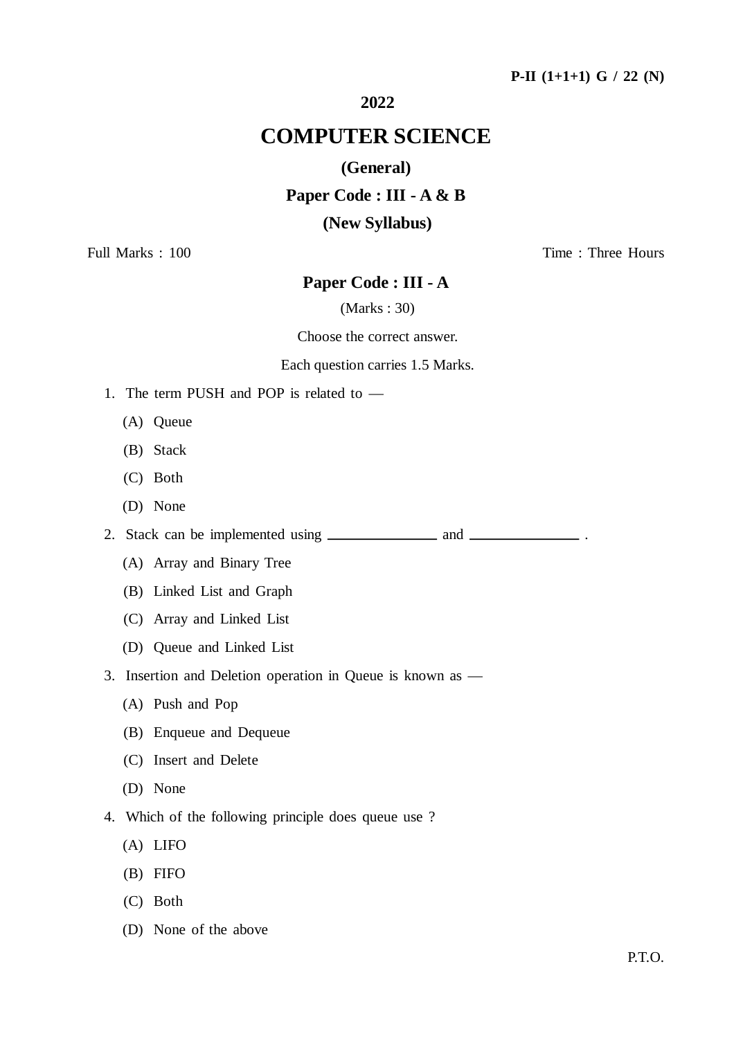P-II (1+1+1) G / 22 (N)

**2022**

# COMPUTER SCIENCE

**(General)**

**Paper Code : III - A & B**

**(New Syllabus)**

Full Marks : 100 Time : Three Hours

## Paper Code : III - A

(Marks : 30)

Choose the correct answer.

Each question carries 1.5 Marks.

1. The term PUSH and POP is related to —
   (A) Queue
   (B) Stack
   (C) Both
   (D) None

2. Stack can be implemented using \_\_\_\_\_\_\_\_\_\_\_\_ and \_\_\_\_\_\_\_\_\_\_\_\_ .
   (A) Array and Binary Tree
   (B) Linked List and Graph
   (C) Array and Linked List
   (D) Queue and Linked List

3. Insertion and Deletion operation in Queue is known as —
   (A) Push and Pop
   (B) Enqueue and Dequeue
   (C) Insert and Delete
   (D) None

4. Which of the following principle does queue use ?
   (A) LIFO
   (B) FIFO
   (C) Both
   (D) None of the above

P.T.O.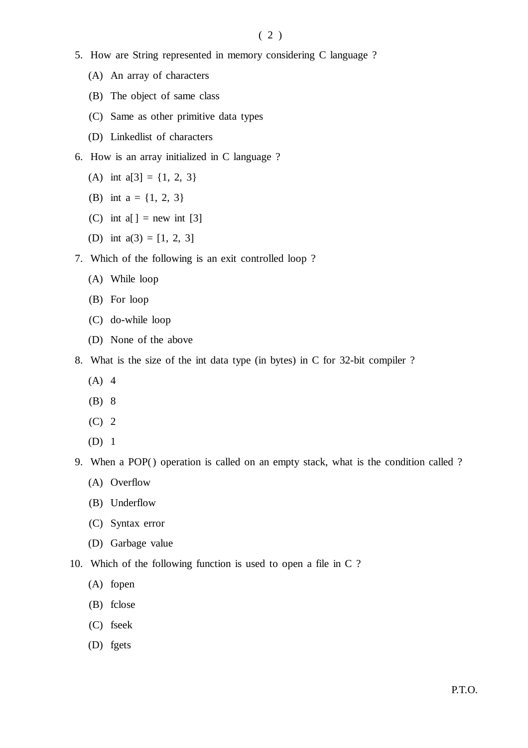5. How are String represented in memory considering C language ?

   (A) An array of characters

   (B) The object of same class

   (C) Same as other primitive data types

   (D) Linkedlist of characters

6. How is an array initialized in C language ?

   (A) int a[3] = {1, 2, 3}

   (B) int a = {1, 2, 3}

   (C) int a[ ] = new int [3]

   (D) int a(3) = [1, 2, 3]

7. Which of the following is an exit controlled loop ?

   (A) While loop

   (B) For loop

   (C) do-while loop

   (D) None of the above

8. What is the size of the int data type (in bytes) in C for 32-bit compiler ?

   (A) 4

   (B) 8

   (C) 2

   (D) 1

9. When a POP( ) operation is called on an empty stack, what is the condition called ?

   (A) Overflow

   (B) Underflow

   (C) Syntax error

   (D) Garbage value

10. Which of the following function is used to open a file in C ?

    (A) fopen

    (B) fclose

    (C) fseek

    (D) fgets

P.T.O.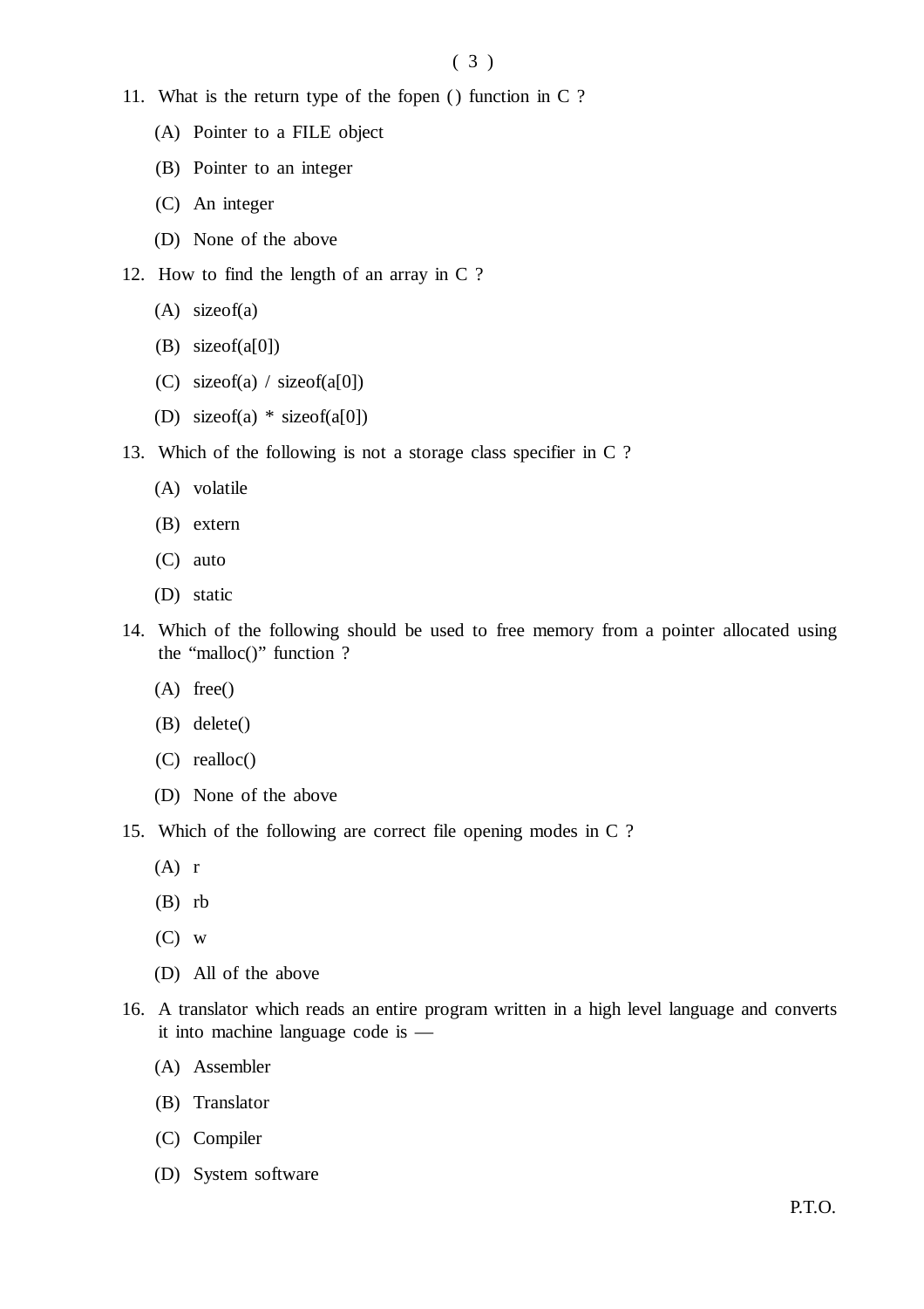11. What is the return type of the fopen ( ) function in C ?

    (A) Pointer to a FILE object

    (B) Pointer to an integer

    (C) An integer

    (D) None of the above

12. How to find the length of an array in C ?

    (A) sizeof(a)

    (B) sizeof(a[0])

    (C) sizeof(a) / sizeof(a[0])

    (D) sizeof(a) * sizeof(a[0])

13. Which of the following is not a storage class specifier in C ?

    (A) volatile

    (B) extern

    (C) auto

    (D) static

14. Which of the following should be used to free memory from a pointer allocated using the "malloc()" function ?

    (A) free()

    (B) delete()

    (C) realloc()

    (D) None of the above

15. Which of the following are correct file opening modes in C ?

    (A) r

    (B) rb

    (C) w

    (D) All of the above

16. A translator which reads an entire program written in a high level language and converts it into machine language code is —

    (A) Assembler

    (B) Translator

    (C) Compiler

    (D) System software

P.T.O.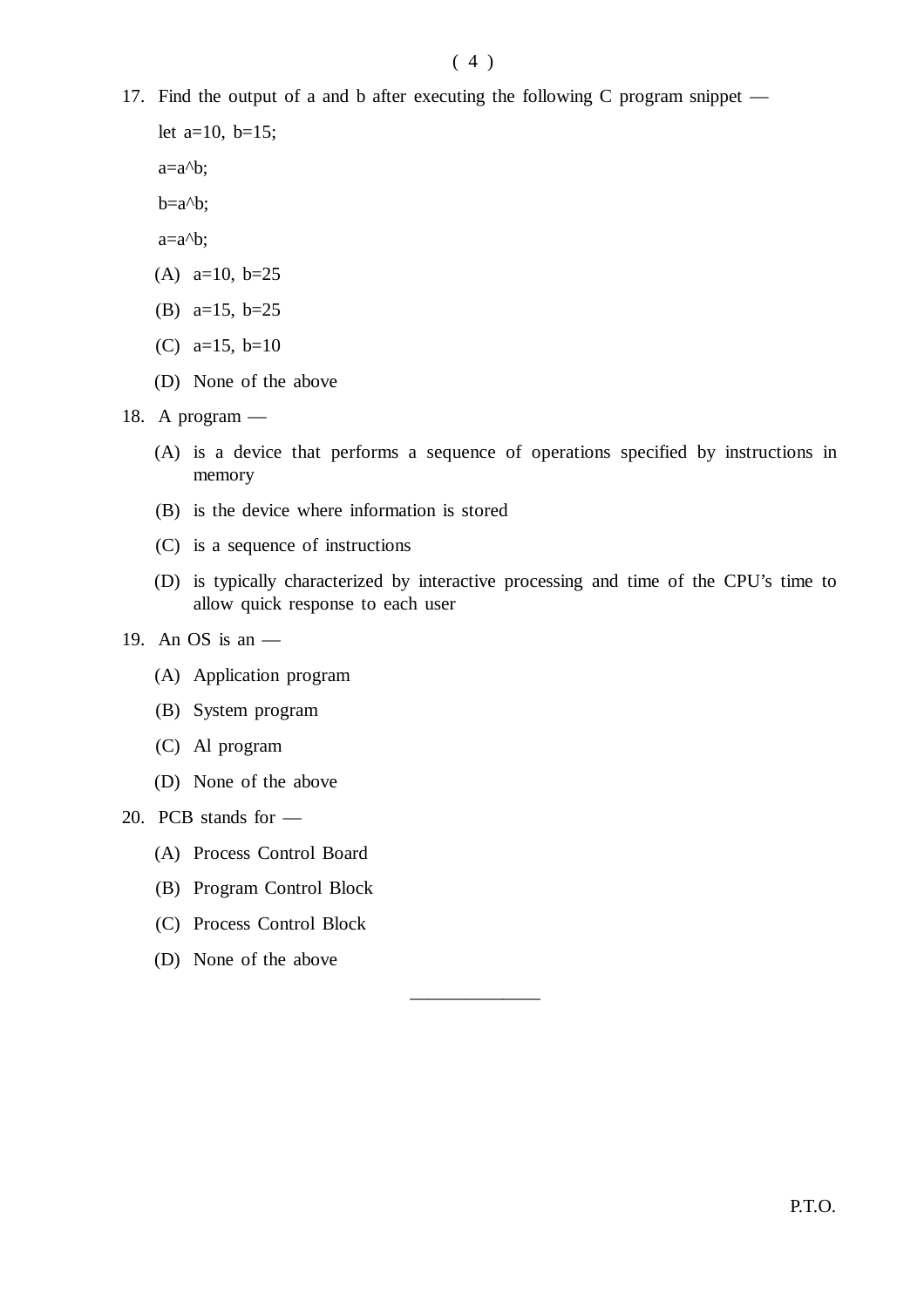17. Find the output of a and b after executing the following C program snippet —

    let a=10, b=15;

    a=a^b;

    b=a^b;

    a=a^b;

    (A) a=10, b=25

    (B) a=15, b=25

    (C) a=15, b=10

    (D) None of the above

18. A program —

    (A) is a device that performs a sequence of operations specified by instructions in memory

    (B) is the device where information is stored

    (C) is a sequence of instructions

    (D) is typically characterized by interactive processing and time of the CPU's time to allow quick response to each user

19. An OS is an —

    (A) Application program

    (B) System program

    (C) Al program

    (D) None of the above

20. PCB stands for —

    (A) Process Control Board

    (B) Program Control Block

    (C) Process Control Block

    (D) None of the above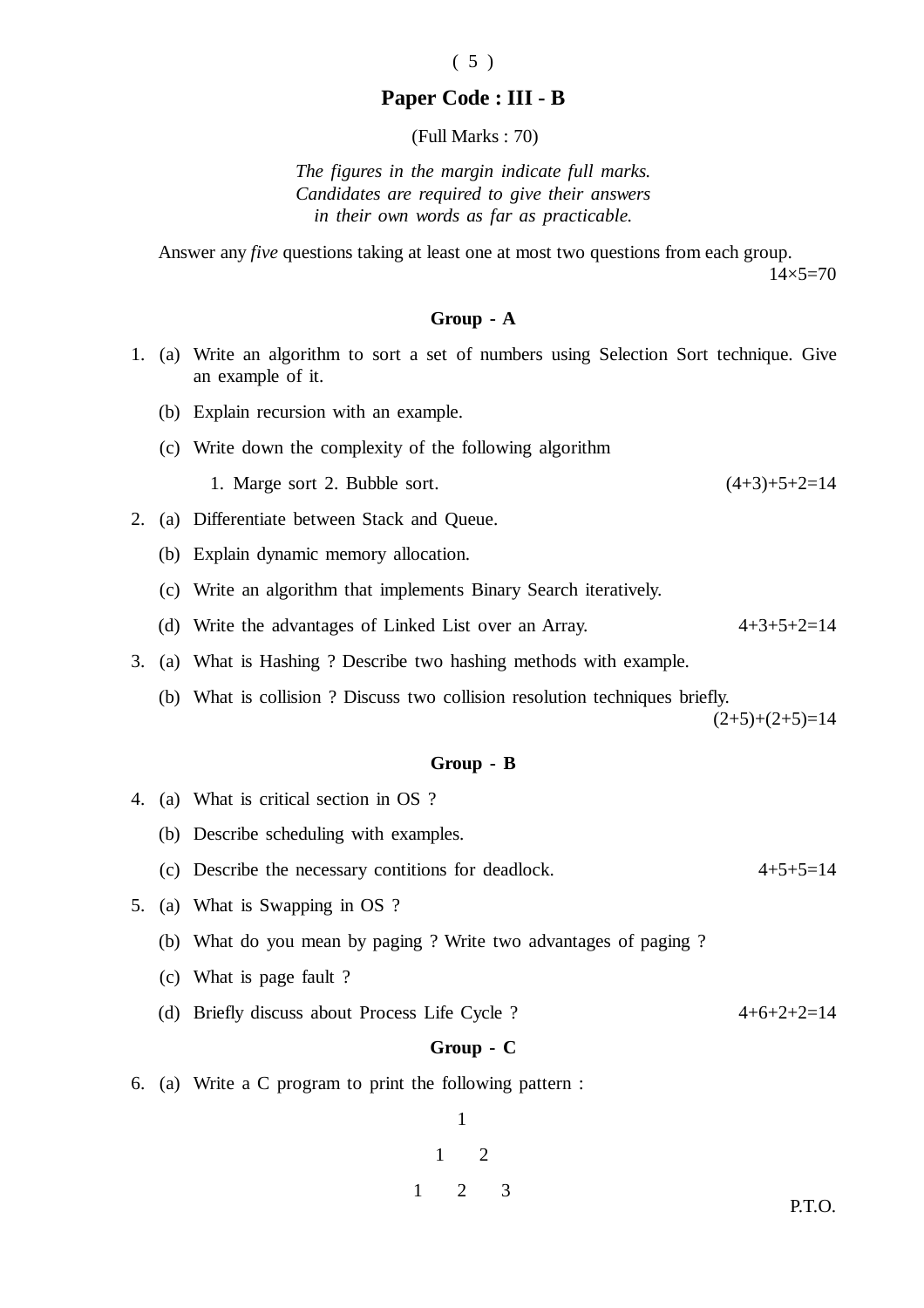## Paper Code : III - B

(Full Marks : 70)

*The figures in the margin indicate full marks.*
*Candidates are required to give their answers*
*in their own words as far as practicable.*

Answer any *five* questions taking at least one at most two questions from each group.

14×5=70

### Group - A

1. (a) Write an algorithm to sort a set of numbers using Selection Sort technique. Give an example of it.

   (b) Explain recursion with an example.

   (c) Write down the complexity of the following algorithm

   1. Marge sort 2. Bubble sort. (4+3)+5+2=14

2. (a) Differentiate between Stack and Queue.

   (b) Explain dynamic memory allocation.

   (c) Write an algorithm that implements Binary Search iteratively.

   (d) Write the advantages of Linked List over an Array. 4+3+5+2=14

3. (a) What is Hashing ? Describe two hashing methods with example.

   (b) What is collision ? Discuss two collision resolution techniques briefly.

   (2+5)+(2+5)=14

### Group - B

4. (a) What is critical section in OS ?

   (b) Describe scheduling with examples.

   (c) Describe the necessary contitions for deadlock. 4+5+5=14

5. (a) What is Swapping in OS ?

   (b) What do you mean by paging ? Write two advantages of paging ?

   (c) What is page fault ?

   (d) Briefly discuss about Process Life Cycle ? 4+6+2+2=14

### Group - C

6. (a) Write a C program to print the following pattern :

```
    1
  1   2
1   2   3
```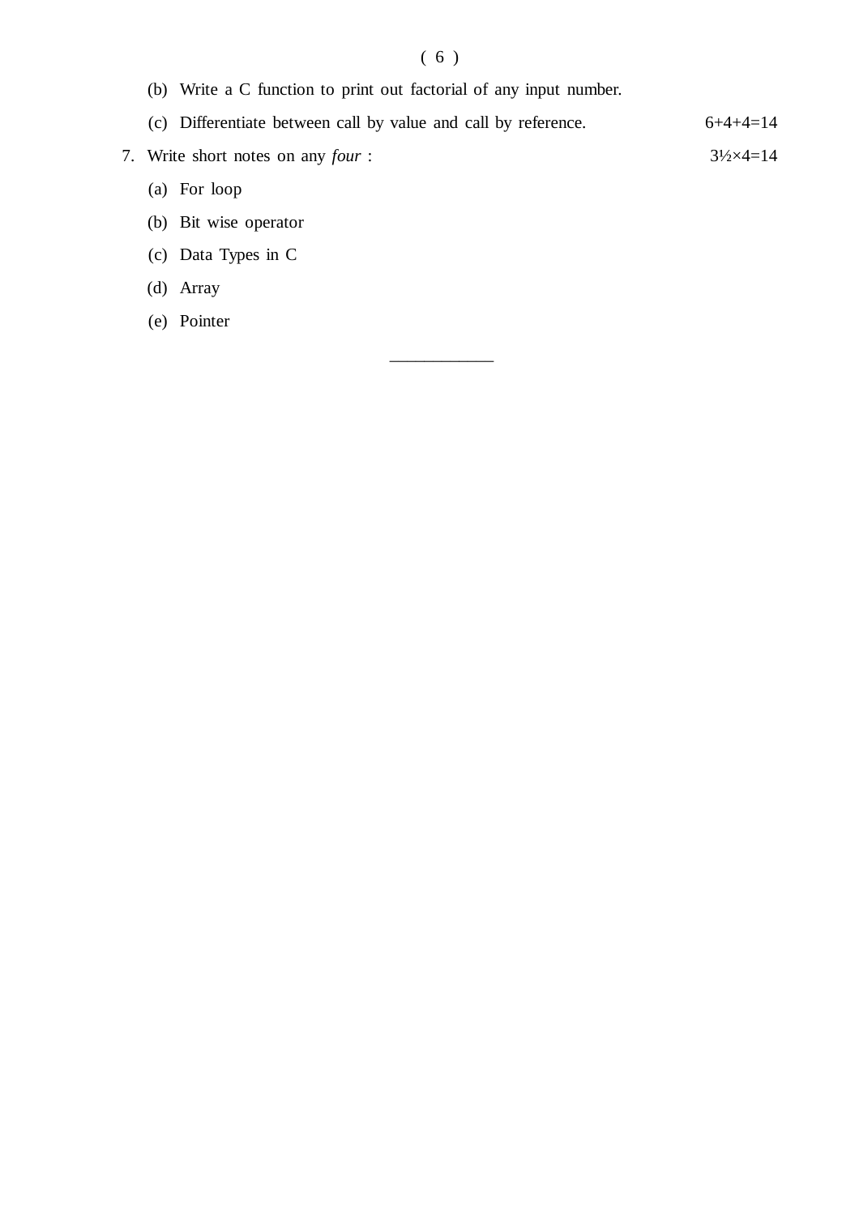(b) Write a C function to print out factorial of any input number.

(c) Differentiate between call by value and call by reference. 6+4+4=14

7. Write short notes on any *four* : 3½×4=14

(a) For loop

(b) Bit wise operator

(c) Data Types in C

(d) Array

(e) Pointer

___________